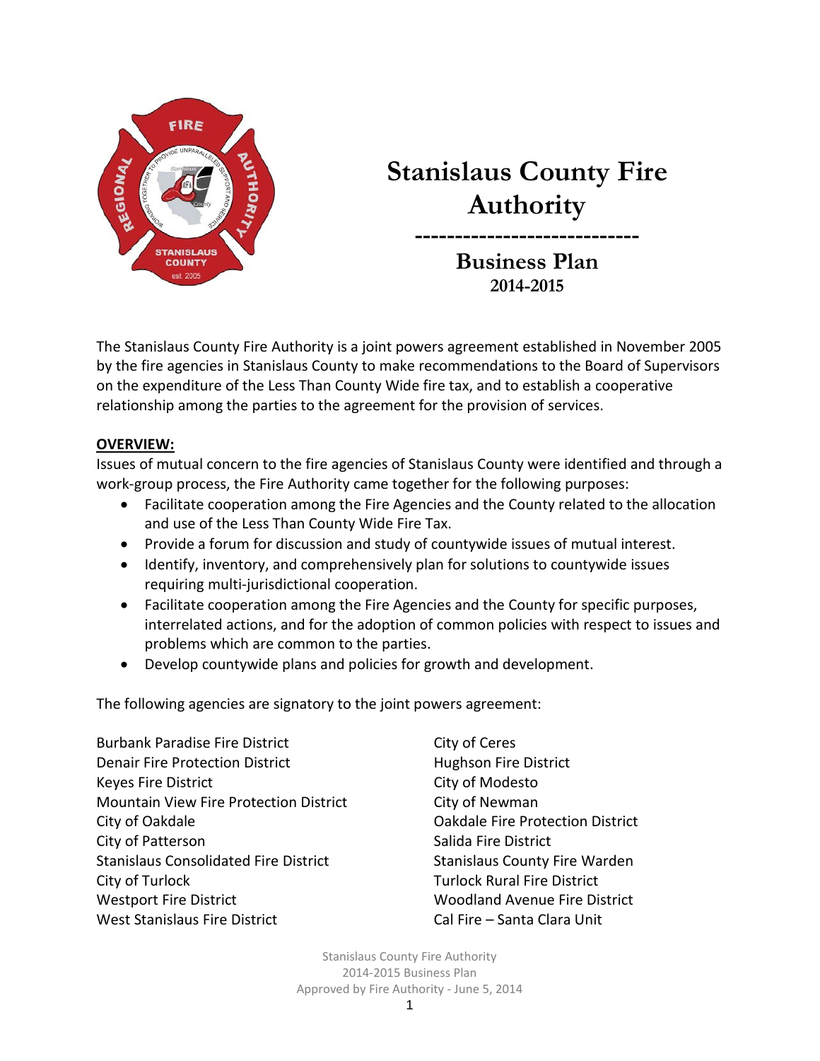# Stanislaus County Fire Authority

---

## Business Plan

### 2014-2015

The Stanislaus County Fire Authority is a joint powers agreement established in November 2005 by the fire agencies in Stanislaus County to make recommendations to the Board of Supervisors on the expenditure of the Less Than County Wide fire tax, and to establish a cooperative relationship among the parties to the agreement for the provision of services.

**OVERVIEW:**

Issues of mutual concern to the fire agencies of Stanislaus County were identified and through a work-group process, the Fire Authority came together for the following purposes:

- Facilitate cooperation among the Fire Agencies and the County related to the allocation and use of the Less Than County Wide Fire Tax.
- Provide a forum for discussion and study of countywide issues of mutual interest.
- Identify, inventory, and comprehensively plan for solutions to countywide issues requiring multi-jurisdictional cooperation.
- Facilitate cooperation among the Fire Agencies and the County for specific purposes, interrelated actions, and for the adoption of common policies with respect to issues and problems which are common to the parties.
- Develop countywide plans and policies for growth and development.

The following agencies are signatory to the joint powers agreement:

Burbank Paradise Fire District
Denair Fire Protection District
Keyes Fire District
Mountain View Fire Protection District
City of Oakdale
City of Patterson
Stanislaus Consolidated Fire District
City of Turlock
Westport Fire District
West Stanislaus Fire District
City of Ceres
Hughson Fire District
City of Modesto
City of Newman
Oakdale Fire Protection District
Salida Fire District
Stanislaus County Fire Warden
Turlock Rural Fire District
Woodland Avenue Fire District
Cal Fire – Santa Clara Unit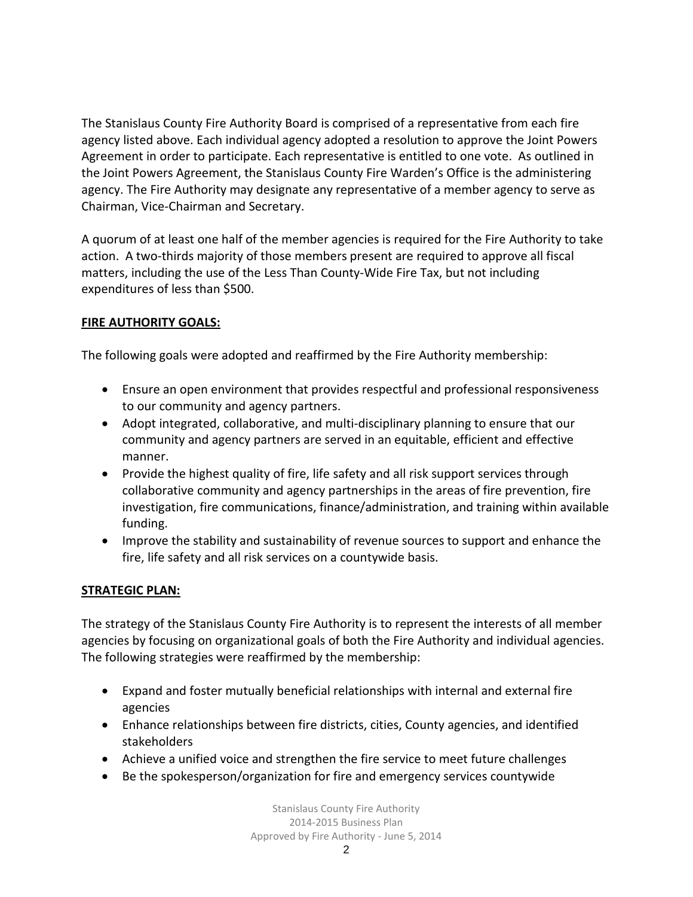The Stanislaus County Fire Authority Board is comprised of a representative from each fire agency listed above. Each individual agency adopted a resolution to approve the Joint Powers Agreement in order to participate. Each representative is entitled to one vote. As outlined in the Joint Powers Agreement, the Stanislaus County Fire Warden's Office is the administering agency. The Fire Authority may designate any representative of a member agency to serve as Chairman, Vice-Chairman and Secretary.

A quorum of at least one half of the member agencies is required for the Fire Authority to take action. A two-thirds majority of those members present are required to approve all fiscal matters, including the use of the Less Than County-Wide Fire Tax, but not including expenditures of less than $500.

## FIRE AUTHORITY GOALS:

The following goals were adopted and reaffirmed by the Fire Authority membership:

- Ensure an open environment that provides respectful and professional responsiveness to our community and agency partners.
- Adopt integrated, collaborative, and multi-disciplinary planning to ensure that our community and agency partners are served in an equitable, efficient and effective manner.
- Provide the highest quality of fire, life safety and all risk support services through collaborative community and agency partnerships in the areas of fire prevention, fire investigation, fire communications, finance/administration, and training within available funding.
- Improve the stability and sustainability of revenue sources to support and enhance the fire, life safety and all risk services on a countywide basis.

## STRATEGIC PLAN:

The strategy of the Stanislaus County Fire Authority is to represent the interests of all member agencies by focusing on organizational goals of both the Fire Authority and individual agencies. The following strategies were reaffirmed by the membership:

- Expand and foster mutually beneficial relationships with internal and external fire agencies
- Enhance relationships between fire districts, cities, County agencies, and identified stakeholders
- Achieve a unified voice and strengthen the fire service to meet future challenges
- Be the spokesperson/organization for fire and emergency services countywide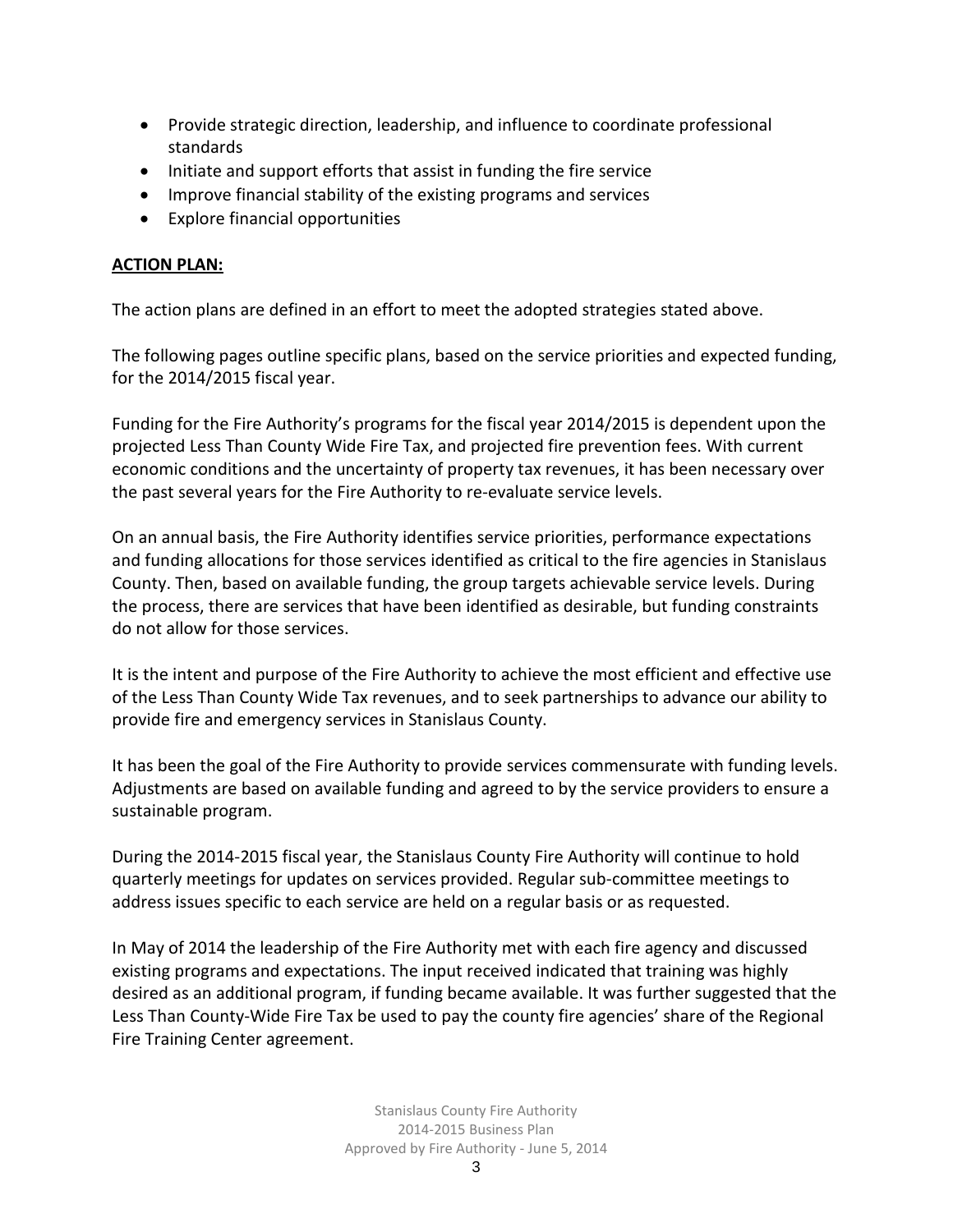- Provide strategic direction, leadership, and influence to coordinate professional standards
- Initiate and support efforts that assist in funding the fire service
- Improve financial stability of the existing programs and services
- Explore financial opportunities

**ACTION PLAN:**

The action plans are defined in an effort to meet the adopted strategies stated above.

The following pages outline specific plans, based on the service priorities and expected funding, for the 2014/2015 fiscal year.

Funding for the Fire Authority's programs for the fiscal year 2014/2015 is dependent upon the projected Less Than County Wide Fire Tax, and projected fire prevention fees. With current economic conditions and the uncertainty of property tax revenues, it has been necessary over the past several years for the Fire Authority to re-evaluate service levels.

On an annual basis, the Fire Authority identifies service priorities, performance expectations and funding allocations for those services identified as critical to the fire agencies in Stanislaus County. Then, based on available funding, the group targets achievable service levels. During the process, there are services that have been identified as desirable, but funding constraints do not allow for those services.

It is the intent and purpose of the Fire Authority to achieve the most efficient and effective use of the Less Than County Wide Tax revenues, and to seek partnerships to advance our ability to provide fire and emergency services in Stanislaus County.

It has been the goal of the Fire Authority to provide services commensurate with funding levels. Adjustments are based on available funding and agreed to by the service providers to ensure a sustainable program.

During the 2014-2015 fiscal year, the Stanislaus County Fire Authority will continue to hold quarterly meetings for updates on services provided. Regular sub-committee meetings to address issues specific to each service are held on a regular basis or as requested.

In May of 2014 the leadership of the Fire Authority met with each fire agency and discussed existing programs and expectations. The input received indicated that training was highly desired as an additional program, if funding became available. It was further suggested that the Less Than County-Wide Fire Tax be used to pay the county fire agencies' share of the Regional Fire Training Center agreement.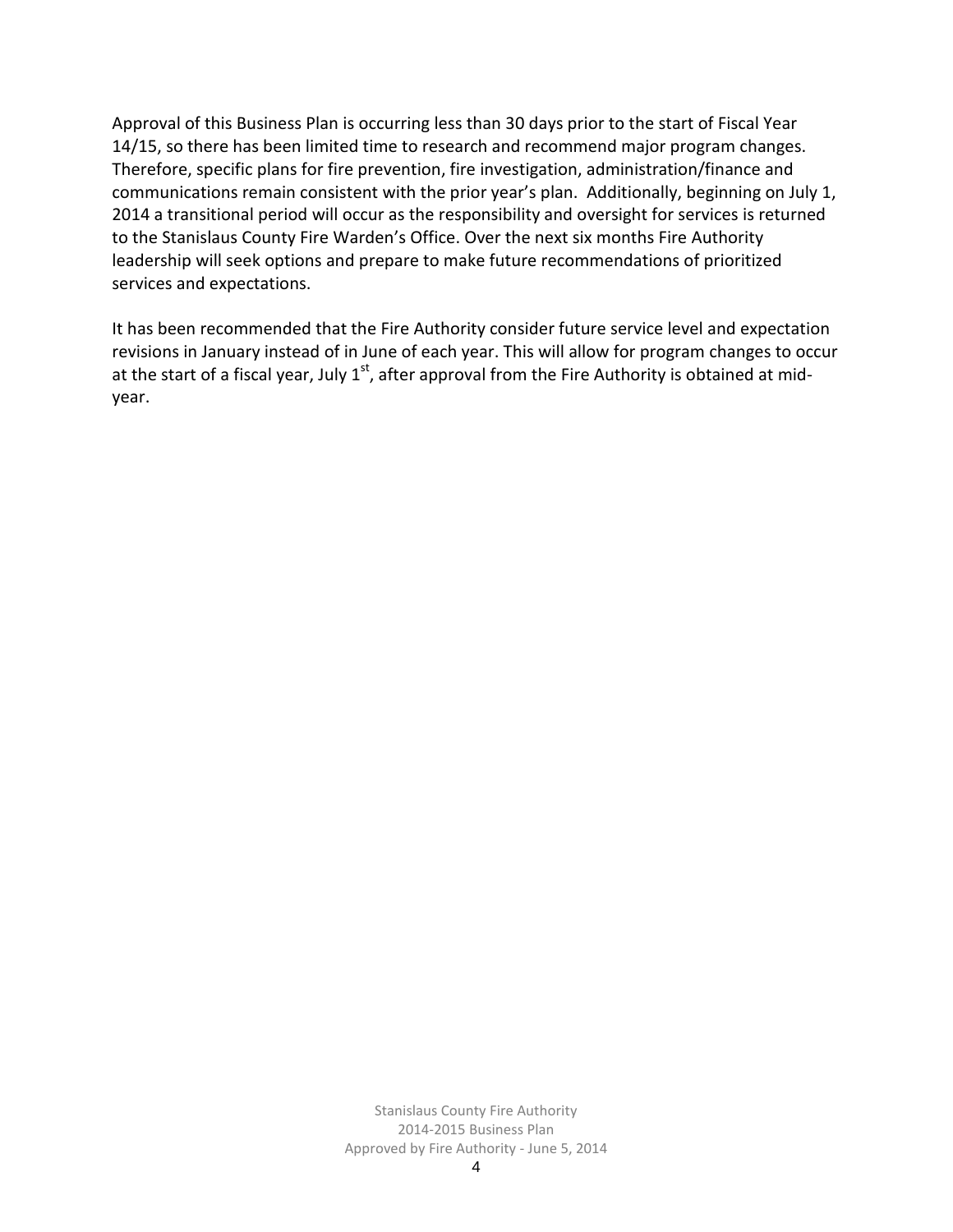Approval of this Business Plan is occurring less than 30 days prior to the start of Fiscal Year 14/15, so there has been limited time to research and recommend major program changes. Therefore, specific plans for fire prevention, fire investigation, administration/finance and communications remain consistent with the prior year's plan. Additionally, beginning on July 1, 2014 a transitional period will occur as the responsibility and oversight for services is returned to the Stanislaus County Fire Warden's Office. Over the next six months Fire Authority leadership will seek options and prepare to make future recommendations of prioritized services and expectations.

It has been recommended that the Fire Authority consider future service level and expectation revisions in January instead of in June of each year. This will allow for program changes to occur at the start of a fiscal year, July 1st, after approval from the Fire Authority is obtained at mid-year.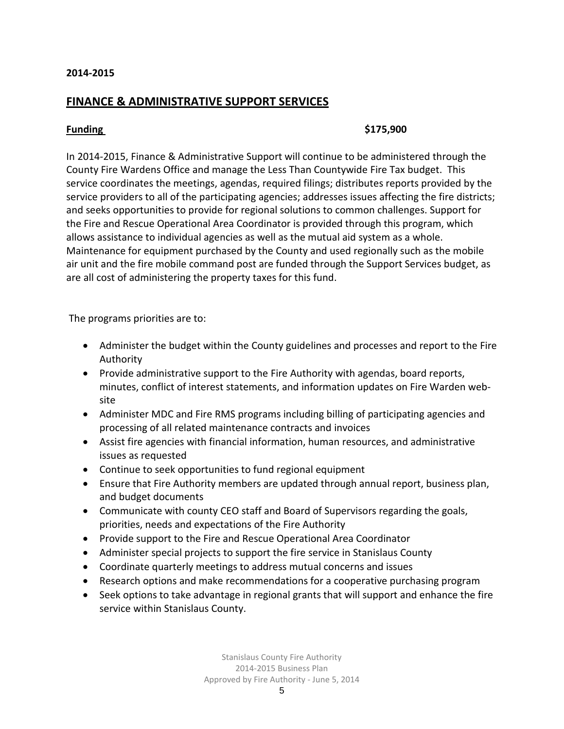**2014-2015**

## FINANCE & ADMINISTRATIVE SUPPORT SERVICES

**Funding** **$175,900**

In 2014-2015, Finance & Administrative Support will continue to be administered through the County Fire Wardens Office and manage the Less Than Countywide Fire Tax budget. This service coordinates the meetings, agendas, required filings; distributes reports provided by the service providers to all of the participating agencies; addresses issues affecting the fire districts; and seeks opportunities to provide for regional solutions to common challenges. Support for the Fire and Rescue Operational Area Coordinator is provided through this program, which allows assistance to individual agencies as well as the mutual aid system as a whole. Maintenance for equipment purchased by the County and used regionally such as the mobile air unit and the fire mobile command post are funded through the Support Services budget, as are all cost of administering the property taxes for this fund.

The programs priorities are to:

- Administer the budget within the County guidelines and processes and report to the Fire Authority
- Provide administrative support to the Fire Authority with agendas, board reports, minutes, conflict of interest statements, and information updates on Fire Warden web-site
- Administer MDC and Fire RMS programs including billing of participating agencies and processing of all related maintenance contracts and invoices
- Assist fire agencies with financial information, human resources, and administrative issues as requested
- Continue to seek opportunities to fund regional equipment
- Ensure that Fire Authority members are updated through annual report, business plan, and budget documents
- Communicate with county CEO staff and Board of Supervisors regarding the goals, priorities, needs and expectations of the Fire Authority
- Provide support to the Fire and Rescue Operational Area Coordinator
- Administer special projects to support the fire service in Stanislaus County
- Coordinate quarterly meetings to address mutual concerns and issues
- Research options and make recommendations for a cooperative purchasing program
- Seek options to take advantage in regional grants that will support and enhance the fire service within Stanislaus County.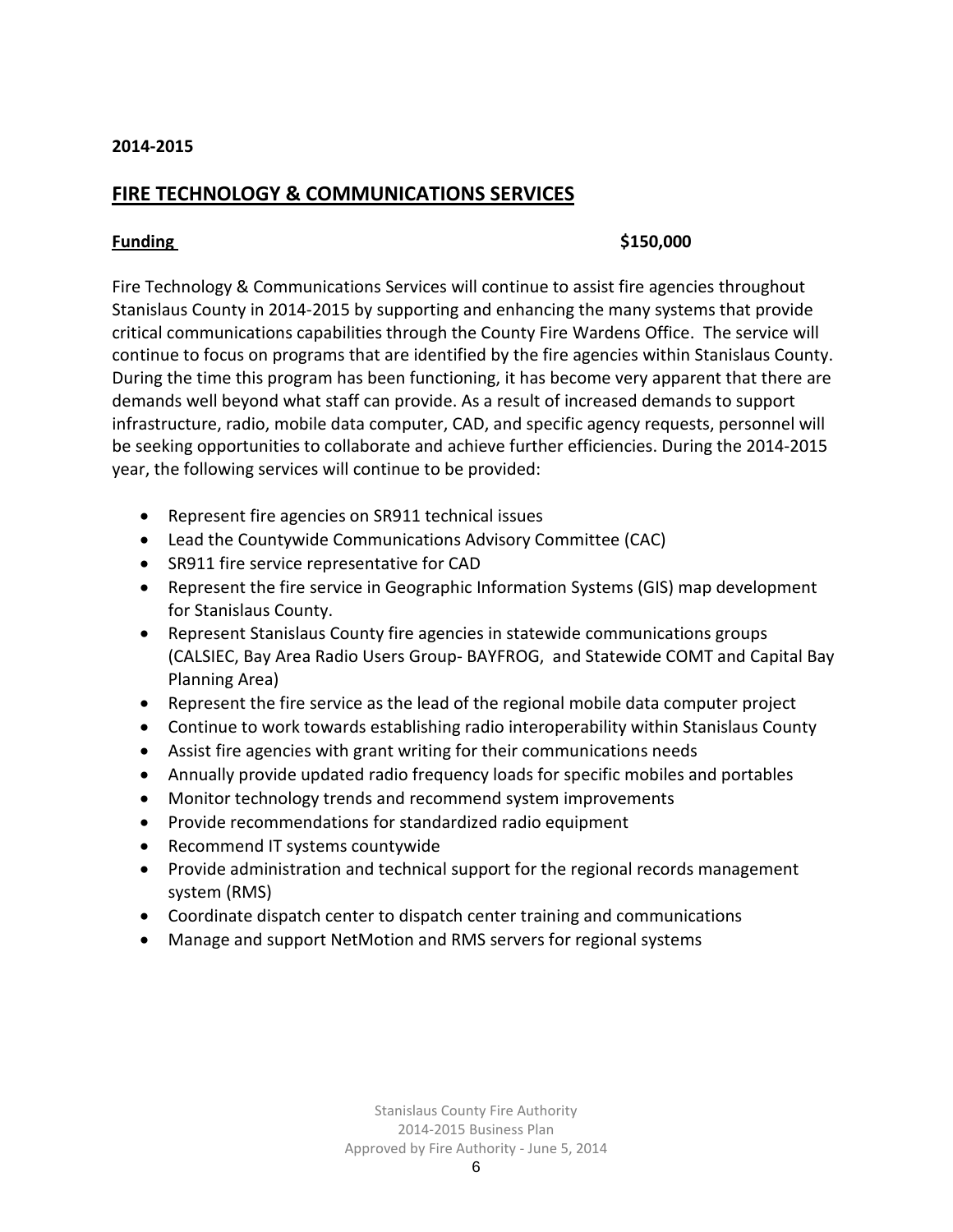**2014-2015**

## FIRE TECHNOLOGY & COMMUNICATIONS SERVICES

**Funding** **$150,000**

Fire Technology & Communications Services will continue to assist fire agencies throughout Stanislaus County in 2014-2015 by supporting and enhancing the many systems that provide critical communications capabilities through the County Fire Wardens Office. The service will continue to focus on programs that are identified by the fire agencies within Stanislaus County. During the time this program has been functioning, it has become very apparent that there are demands well beyond what staff can provide. As a result of increased demands to support infrastructure, radio, mobile data computer, CAD, and specific agency requests, personnel will be seeking opportunities to collaborate and achieve further efficiencies. During the 2014-2015 year, the following services will continue to be provided:

- Represent fire agencies on SR911 technical issues
- Lead the Countywide Communications Advisory Committee (CAC)
- SR911 fire service representative for CAD
- Represent the fire service in Geographic Information Systems (GIS) map development for Stanislaus County.
- Represent Stanislaus County fire agencies in statewide communications groups (CALSIEC, Bay Area Radio Users Group- BAYFROG, and Statewide COMT and Capital Bay Planning Area)
- Represent the fire service as the lead of the regional mobile data computer project
- Continue to work towards establishing radio interoperability within Stanislaus County
- Assist fire agencies with grant writing for their communications needs
- Annually provide updated radio frequency loads for specific mobiles and portables
- Monitor technology trends and recommend system improvements
- Provide recommendations for standardized radio equipment
- Recommend IT systems countywide
- Provide administration and technical support for the regional records management system (RMS)
- Coordinate dispatch center to dispatch center training and communications
- Manage and support NetMotion and RMS servers for regional systems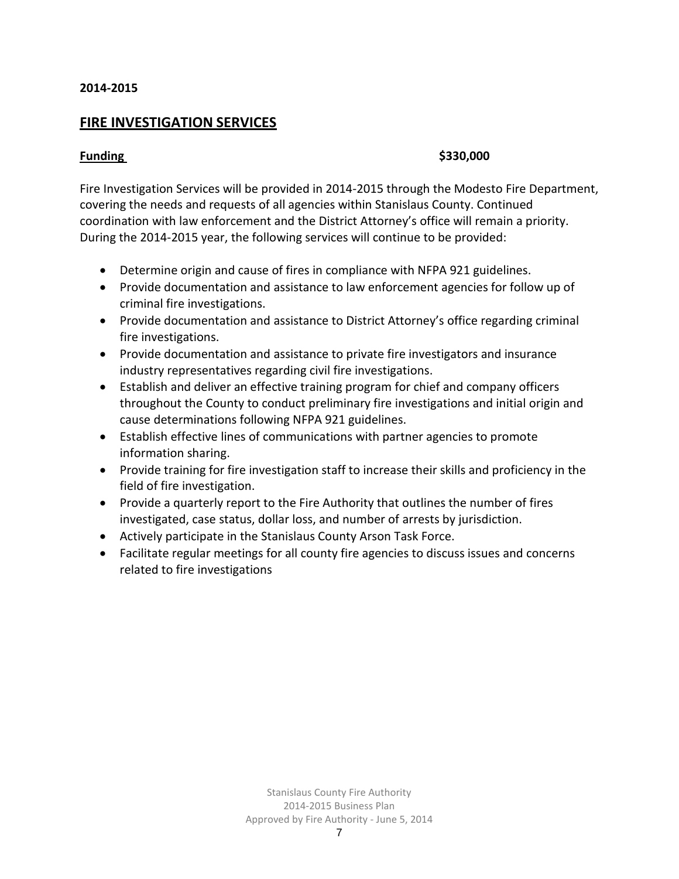**2014-2015**

## FIRE INVESTIGATION SERVICES

**Funding** **$330,000**

Fire Investigation Services will be provided in 2014-2015 through the Modesto Fire Department, covering the needs and requests of all agencies within Stanislaus County. Continued coordination with law enforcement and the District Attorney's office will remain a priority. During the 2014-2015 year, the following services will continue to be provided:

- Determine origin and cause of fires in compliance with NFPA 921 guidelines.
- Provide documentation and assistance to law enforcement agencies for follow up of criminal fire investigations.
- Provide documentation and assistance to District Attorney's office regarding criminal fire investigations.
- Provide documentation and assistance to private fire investigators and insurance industry representatives regarding civil fire investigations.
- Establish and deliver an effective training program for chief and company officers throughout the County to conduct preliminary fire investigations and initial origin and cause determinations following NFPA 921 guidelines.
- Establish effective lines of communications with partner agencies to promote information sharing.
- Provide training for fire investigation staff to increase their skills and proficiency in the field of fire investigation.
- Provide a quarterly report to the Fire Authority that outlines the number of fires investigated, case status, dollar loss, and number of arrests by jurisdiction.
- Actively participate in the Stanislaus County Arson Task Force.
- Facilitate regular meetings for all county fire agencies to discuss issues and concerns related to fire investigations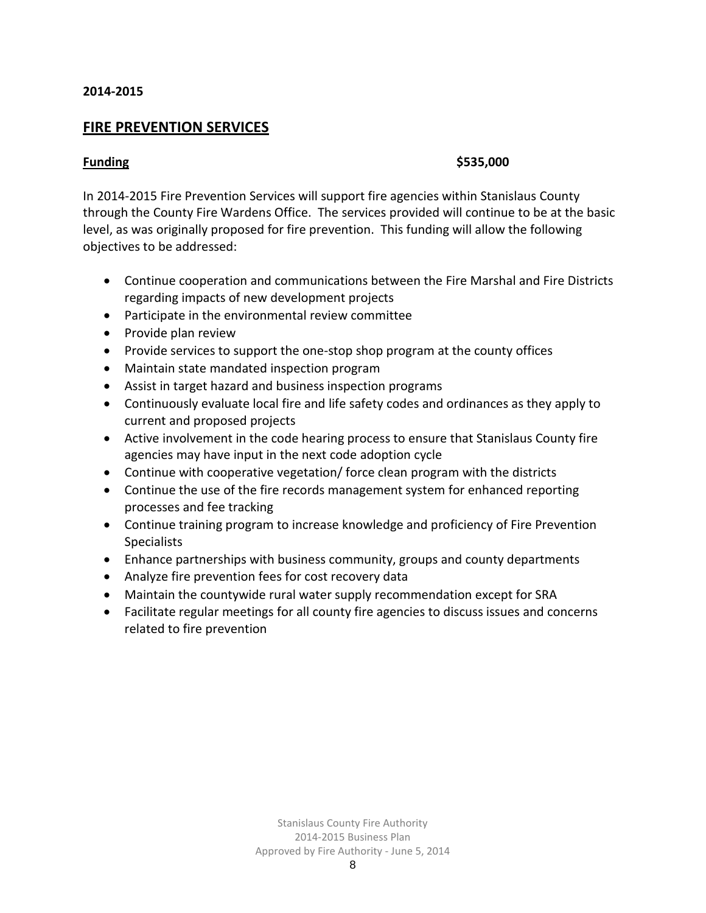**2014-2015**

## FIRE PREVENTION SERVICES

**Funding** **$535,000**

In 2014-2015 Fire Prevention Services will support fire agencies within Stanislaus County through the County Fire Wardens Office. The services provided will continue to be at the basic level, as was originally proposed for fire prevention. This funding will allow the following objectives to be addressed:

- Continue cooperation and communications between the Fire Marshal and Fire Districts regarding impacts of new development projects
- Participate in the environmental review committee
- Provide plan review
- Provide services to support the one-stop shop program at the county offices
- Maintain state mandated inspection program
- Assist in target hazard and business inspection programs
- Continuously evaluate local fire and life safety codes and ordinances as they apply to current and proposed projects
- Active involvement in the code hearing process to ensure that Stanislaus County fire agencies may have input in the next code adoption cycle
- Continue with cooperative vegetation/ force clean program with the districts
- Continue the use of the fire records management system for enhanced reporting processes and fee tracking
- Continue training program to increase knowledge and proficiency of Fire Prevention Specialists
- Enhance partnerships with business community, groups and county departments
- Analyze fire prevention fees for cost recovery data
- Maintain the countywide rural water supply recommendation except for SRA
- Facilitate regular meetings for all county fire agencies to discuss issues and concerns related to fire prevention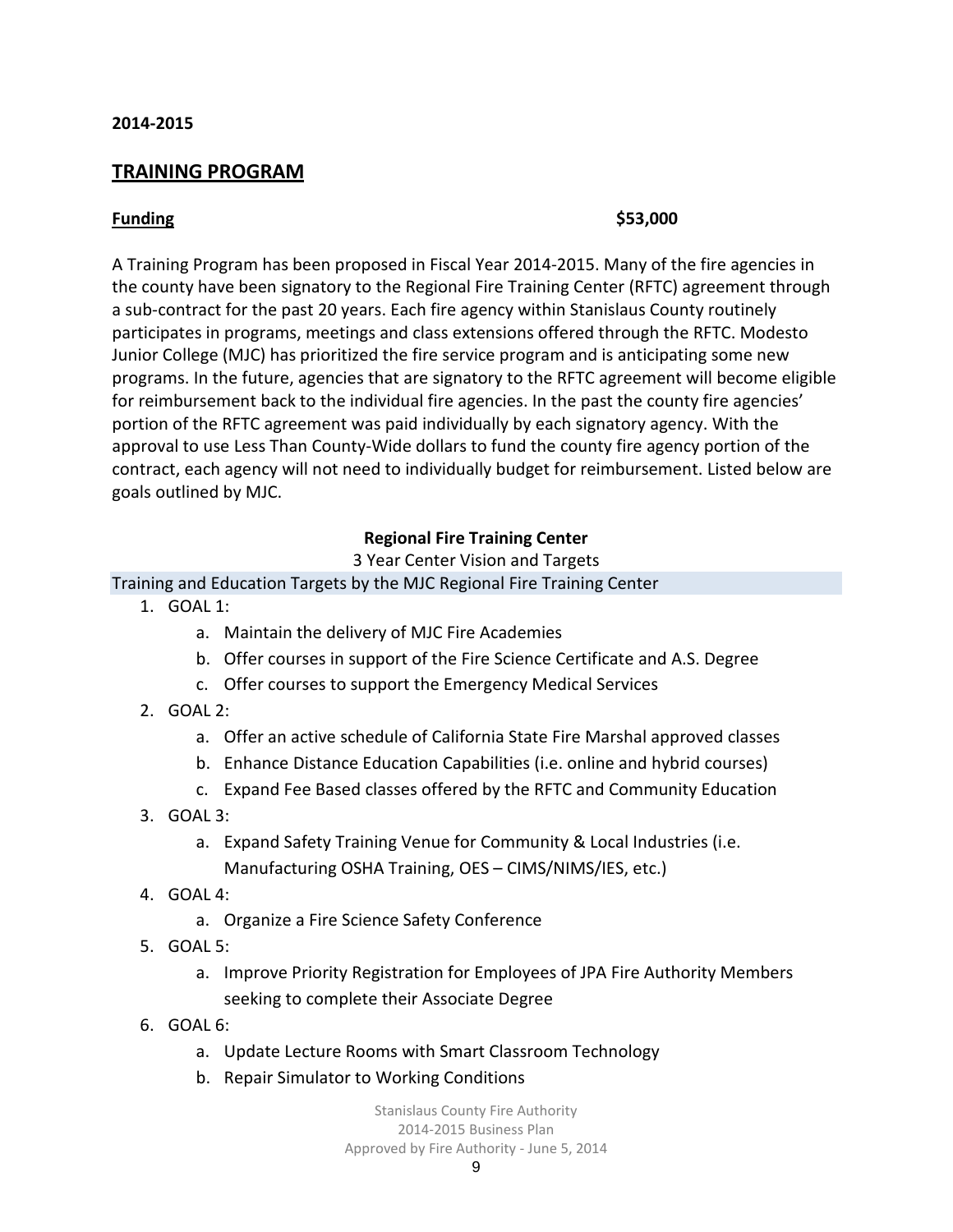**2014-2015**

## TRAINING PROGRAM

**Funding** **$53,000**

A Training Program has been proposed in Fiscal Year 2014-2015. Many of the fire agencies in the county have been signatory to the Regional Fire Training Center (RFTC) agreement through a sub-contract for the past 20 years. Each fire agency within Stanislaus County routinely participates in programs, meetings and class extensions offered through the RFTC. Modesto Junior College (MJC) has prioritized the fire service program and is anticipating some new programs. In the future, agencies that are signatory to the RFTC agreement will become eligible for reimbursement back to the individual fire agencies. In the past the county fire agencies' portion of the RFTC agreement was paid individually by each signatory agency. With the approval to use Less Than County-Wide dollars to fund the county fire agency portion of the contract, each agency will not need to individually budget for reimbursement. Listed below are goals outlined by MJC.

**Regional Fire Training Center**

3 Year Center Vision and Targets

Training and Education Targets by the MJC Regional Fire Training Center

1. GOAL 1:
   a. Maintain the delivery of MJC Fire Academies
   b. Offer courses in support of the Fire Science Certificate and A.S. Degree
   c. Offer courses to support the Emergency Medical Services
2. GOAL 2:
   a. Offer an active schedule of California State Fire Marshal approved classes
   b. Enhance Distance Education Capabilities (i.e. online and hybrid courses)
   c. Expand Fee Based classes offered by the RFTC and Community Education
3. GOAL 3:
   a. Expand Safety Training Venue for Community & Local Industries (i.e. Manufacturing OSHA Training, OES – CIMS/NIMS/IES, etc.)
4. GOAL 4:
   a. Organize a Fire Science Safety Conference
5. GOAL 5:
   a. Improve Priority Registration for Employees of JPA Fire Authority Members seeking to complete their Associate Degree
6. GOAL 6:
   a. Update Lecture Rooms with Smart Classroom Technology
   b. Repair Simulator to Working Conditions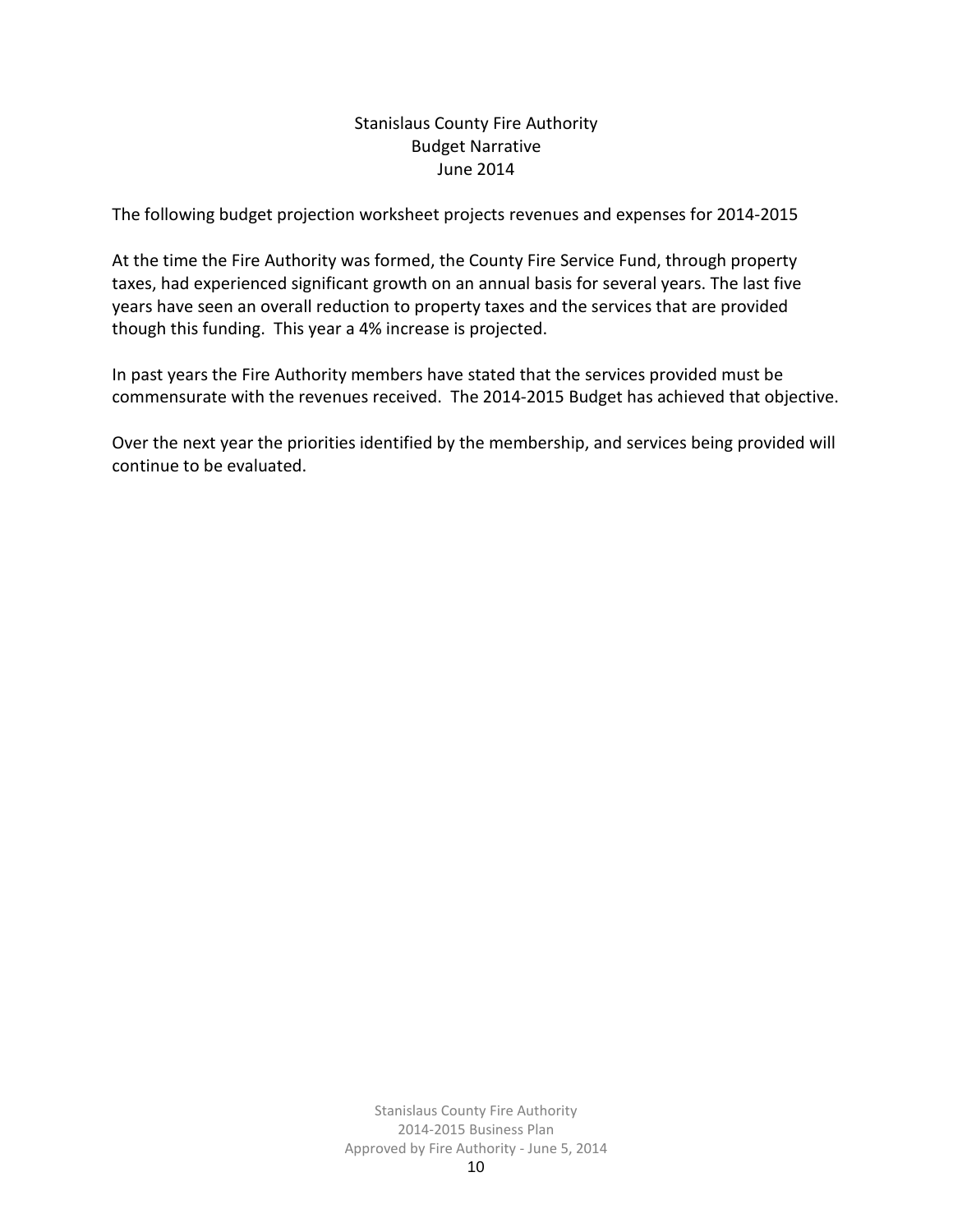# Stanislaus County Fire Authority
## Budget Narrative
### June 2014

The following budget projection worksheet projects revenues and expenses for 2014-2015

At the time the Fire Authority was formed, the County Fire Service Fund, through property taxes, had experienced significant growth on an annual basis for several years. The last five years have seen an overall reduction to property taxes and the services that are provided though this funding. This year a 4% increase is projected.

In past years the Fire Authority members have stated that the services provided must be commensurate with the revenues received. The 2014-2015 Budget has achieved that objective.

Over the next year the priorities identified by the membership, and services being provided will continue to be evaluated.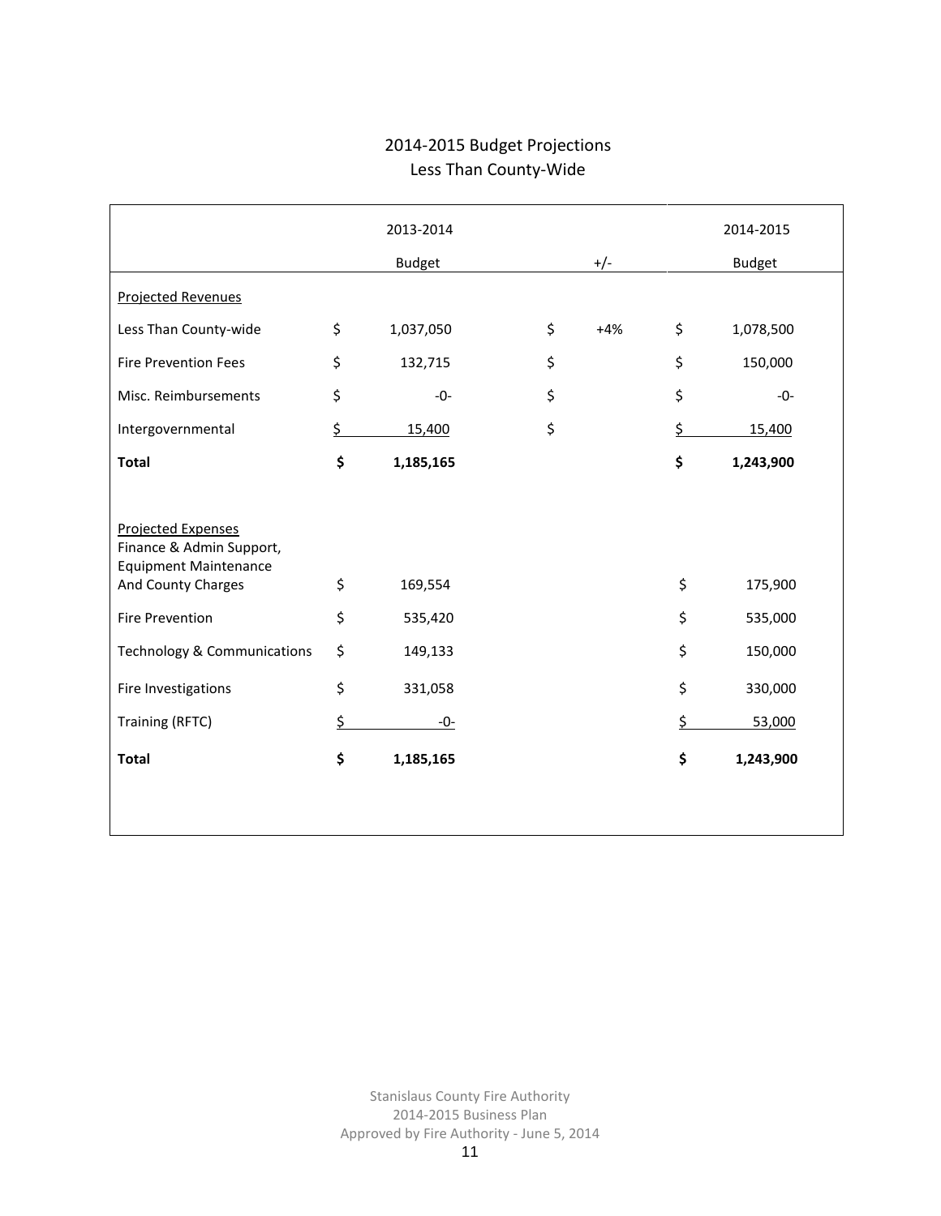# 2014-2015 Budget Projections
## Less Than County-Wide

| | 2013-2014 Budget | +/- | 2014-2015 Budget |
|---|---|---|---|
| Projected Revenues | | | |
| Less Than County-wide | $ 1,037,050 | $ +4% | $ 1,078,500 |
| Fire Prevention Fees | $ 132,715 | $ | $ 150,000 |
| Misc. Reimbursements | $ -0- | $ | $ -0- |
| Intergovernmental | $ 15,400 | $ | $ 15,400 |
| **Total** | **$ 1,185,165** | | **$ 1,243,900** |
| | | | |
| Projected Expenses | | | |
| Finance & Admin Support, Equipment Maintenance And County Charges | $ 169,554 | | $ 175,900 |
| Fire Prevention | $ 535,420 | | $ 535,000 |
| Technology & Communications | $ 149,133 | | $ 150,000 |
| Fire Investigations | $ 331,058 | | $ 330,000 |
| Training (RFTC) | $ -0- | | $ 53,000 |
| **Total** | **$ 1,185,165** | | **$ 1,243,900** |

Stanislaus County Fire Authority
2014-2015 Business Plan
Approved by Fire Authority - June 5, 2014